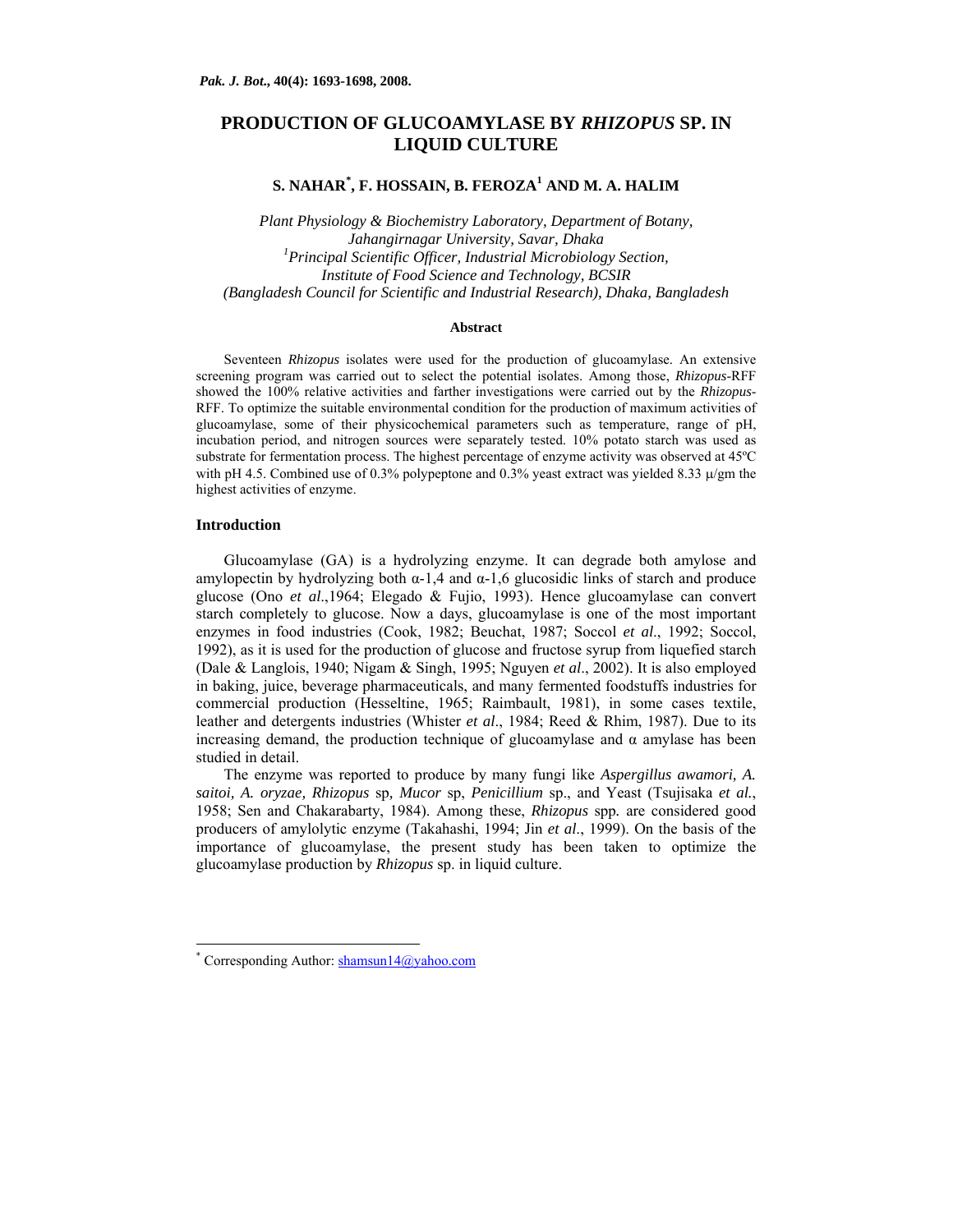# PRODUCTION OF GLUCOAMYLASE BY *RHIZOPUS* SP. IN LIQUID CULTURE

**S. NAHAR*, F. HOSSAIN, B. FEROZA[1] AND M. A. HALIM**

*Plant Physiology & Biochemistry Laboratory, Department of Botany, Jahangirnagar University, Savar, Dhaka*
*[1]Principal Scientific Officer, Industrial Microbiology Section, Institute of Food Science and Technology, BCSIR (Bangladesh Council for Scientific and Industrial Research), Dhaka, Bangladesh*

### Abstract

Seventeen *Rhizopus* isolates were used for the production of glucoamylase. An extensive screening program was carried out to select the potential isolates. Among those, *Rhizopus*-RFF showed the 100% relative activities and farther investigations were carried out by the *Rhizopus*-RFF. To optimize the suitable environmental condition for the production of maximum activities of glucoamylase, some of their physicochemical parameters such as temperature, range of pH, incubation period, and nitrogen sources were separately tested. 10% potato starch was used as substrate for fermentation process. The highest percentage of enzyme activity was observed at 45ºC with pH 4.5. Combined use of 0.3% polypeptone and 0.3% yeast extract was yielded 8.33 μ/gm the highest activities of enzyme.

## Introduction

Glucoamylase (GA) is a hydrolyzing enzyme. It can degrade both amylose and amylopectin by hydrolyzing both α-1,4 and α-1,6 glucosidic links of starch and produce glucose (Ono *et al*.,1964; Elegado & Fujio, 1993). Hence glucoamylase can convert starch completely to glucose. Now a days, glucoamylase is one of the most important enzymes in food industries (Cook, 1982; Beuchat, 1987; Soccol *et al*., 1992; Soccol, 1992), as it is used for the production of glucose and fructose syrup from liquefied starch (Dale & Langlois, 1940; Nigam & Singh, 1995; Nguyen *et al*., 2002). It is also employed in baking, juice, beverage pharmaceuticals, and many fermented foodstuffs industries for commercial production (Hesseltine, 1965; Raimbault, 1981), in some cases textile, leather and detergents industries (Whister *et al*., 1984; Reed & Rhim, 1987). Due to its increasing demand, the production technique of glucoamylase and α amylase has been studied in detail.

The enzyme was reported to produce by many fungi like *Aspergillus awamori, A. saitoi, A. oryzae, Rhizopus* sp*, Mucor* sp, *Penicillium* sp., and Yeast (Tsujisaka *et al.*, 1958; Sen and Chakarabarty, 1984). Among these, *Rhizopus* spp*.* are considered good producers of amylolytic enzyme (Takahashi, 1994; Jin *et al*., 1999). On the basis of the importance of glucoamylase, the present study has been taken to optimize the glucoamylase production by *Rhizopus* sp. in liquid culture.

---

* Corresponding Author: shamsun14@yahoo.com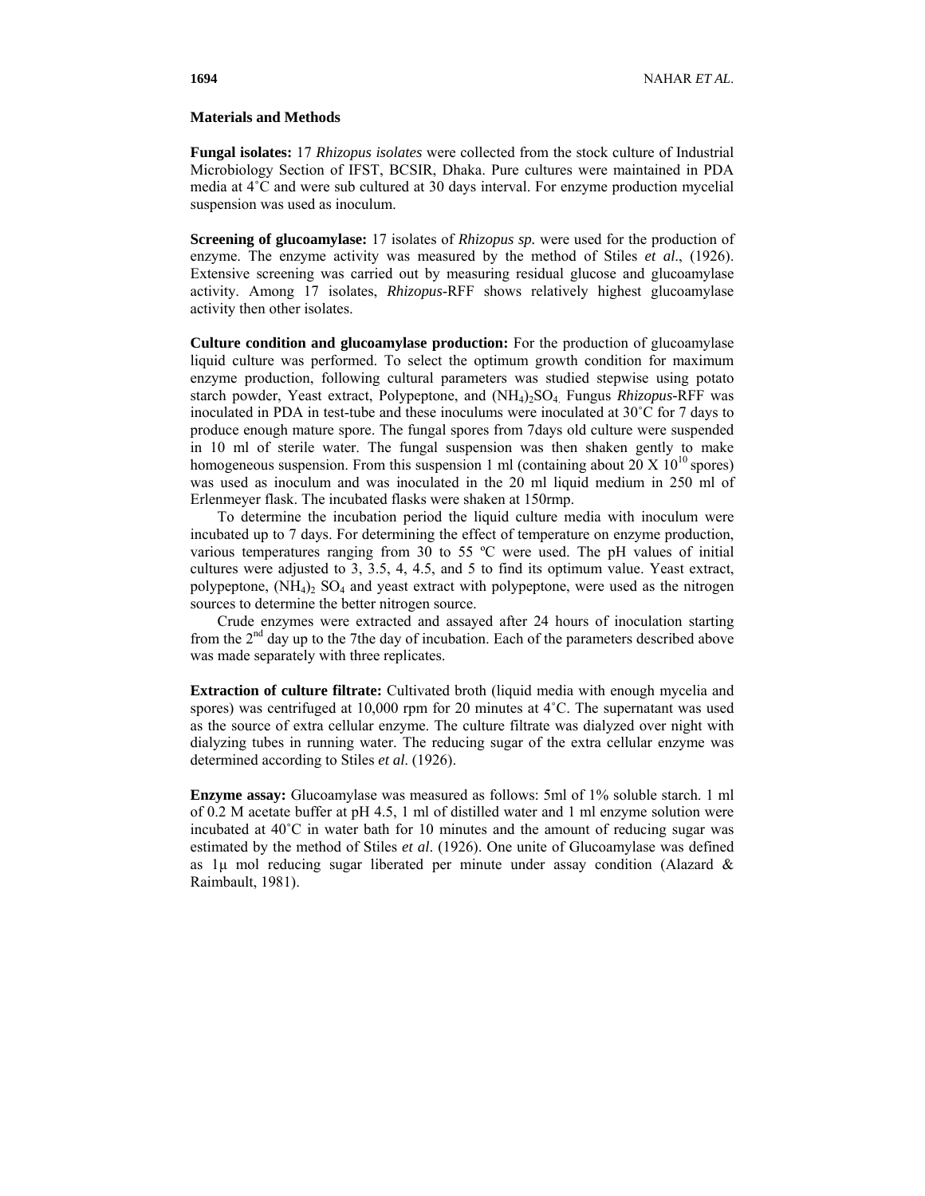## Materials and Methods

**Fungal isolates:** 17 *Rhizopus isolates* were collected from the stock culture of Industrial Microbiology Section of IFST, BCSIR, Dhaka. Pure cultures were maintained in PDA media at 4˚C and were sub cultured at 30 days interval. For enzyme production mycelial suspension was used as inoculum.

**Screening of glucoamylase:** 17 isolates of *Rhizopus sp.* were used for the production of enzyme. The enzyme activity was measured by the method of Stiles *et al*., (1926). Extensive screening was carried out by measuring residual glucose and glucoamylase activity. Among 17 isolates, *Rhizopus*-RFF shows relatively highest glucoamylase activity then other isolates.

**Culture condition and glucoamylase production:** For the production of glucoamylase liquid culture was performed. To select the optimum growth condition for maximum enzyme production, following cultural parameters was studied stepwise using potato starch powder, Yeast extract, Polypeptone, and $(NH_4)_2SO_4$. Fungus *Rhizopus*-RFF was inoculated in PDA in test-tube and these inoculums were inoculated at 30˚C for 7 days to produce enough mature spore. The fungal spores from 7days old culture were suspended in 10 ml of sterile water. The fungal suspension was then shaken gently to make homogeneous suspension. From this suspension 1 ml (containing about $20 \times 10^{10}$ spores) was used as inoculum and was inoculated in the 20 ml liquid medium in 250 ml of Erlenmeyer flask. The incubated flasks were shaken at 150rmp.

To determine the incubation period the liquid culture media with inoculum were incubated up to 7 days. For determining the effect of temperature on enzyme production, various temperatures ranging from 30 to 55 ºC were used. The pH values of initial cultures were adjusted to 3, 3.5, 4, 4.5, and 5 to find its optimum value. Yeast extract, polypeptone, $(NH_4)_2 SO_4$ and yeast extract with polypeptone, were used as the nitrogen sources to determine the better nitrogen source.

Crude enzymes were extracted and assayed after 24 hours of inoculation starting from the 2nd day up to the 7the day of incubation. Each of the parameters described above was made separately with three replicates.

**Extraction of culture filtrate:** Cultivated broth (liquid media with enough mycelia and spores) was centrifuged at 10,000 rpm for 20 minutes at 4˚C. The supernatant was used as the source of extra cellular enzyme. The culture filtrate was dialyzed over night with dialyzing tubes in running water. The reducing sugar of the extra cellular enzyme was determined according to Stiles *et al.* (1926).

**Enzyme assay:** Glucoamylase was measured as follows: 5ml of 1% soluble starch. 1 ml of 0.2 M acetate buffer at pH 4.5, 1 ml of distilled water and 1 ml enzyme solution were incubated at 40˚C in water bath for 10 minutes and the amount of reducing sugar was estimated by the method of Stiles *et al*. (1926). One unite of Glucoamylase was defined as 1μ mol reducing sugar liberated per minute under assay condition (Alazard & Raimbault, 1981).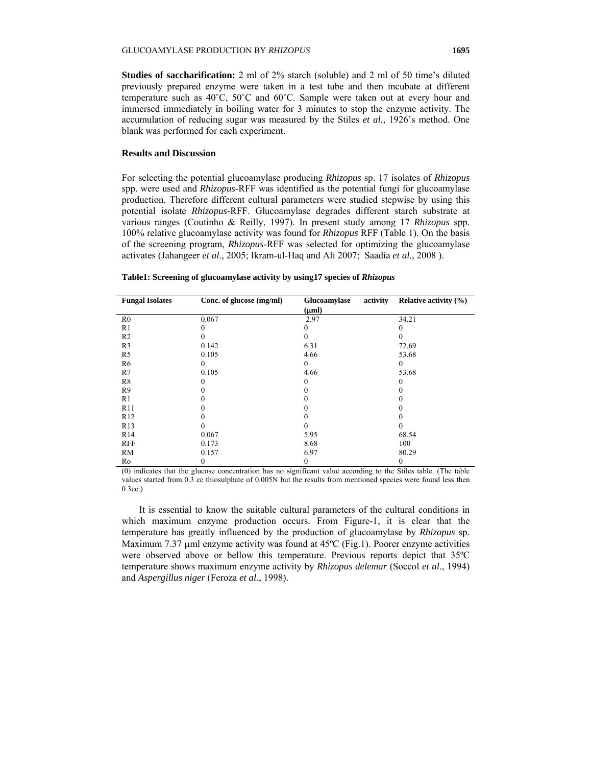**Studies of saccharification:** 2 ml of 2% starch (soluble) and 2 ml of 50 time's diluted previously prepared enzyme were taken in a test tube and then incubate at different temperature such as 40˚C, 50˚C and 60˚C. Sample were taken out at every hour and immersed immediately in boiling water for 3 minutes to stop the enzyme activity. The accumulation of reducing sugar was measured by the Stiles *et al.,* 1926's method. One blank was performed for each experiment.

## Results and Discussion

For selecting the potential glucoamylase producing *Rhizopus* sp. 17 isolates of *Rhizopus s*pp. were used and *Rhizopus*-RFF was identified as the potential fungi for glucoamylase production. Therefore different cultural parameters were studied stepwise by using this potential isolate *Rhizopus*-RFF. Glucoamylase degrades different starch substrate at various ranges (Coutinho & Reilly, 1997). In present study among 17 *Rhizopus* spp. 100% relative glucoamylase activity was found for *Rhizopus* RFF (Table 1). On the basis of the screening program, *Rhizopus*-RFF was selected for optimizing the glucoamylase activates (Jahangeer *et al*., 2005; Ikram-ul-Haq and Ali 2007; Saadia *et al.,* 2008 ).

**Table1: Screening of glucoamylase activity by using17 species of *Rhizopus***

| Fungal Isolates | Conc. of glucose (mg/ml) | Glucoamylase activity (μml) | Relative activity (%) |
|---|---|---|---|
| R0 | 0.067 | 2.97 | 34.21 |
| R1 | 0 | 0 | 0 |
| R2 | 0 | 0 | 0 |
| R3 | 0.142 | 6.31 | 72.69 |
| R5 | 0.105 | 4.66 | 53.68 |
| R6 | 0 | 0 | 0 |
| R7 | 0.105 | 4.66 | 53.68 |
| R8 | 0 | 0 | 0 |
| R9 | 0 | 0 | 0 |
| R1 | 0 | 0 | 0 |
| R11 | 0 | 0 | 0 |
| R12 | 0 | 0 | 0 |
| R13 | 0 | 0 | 0 |
| R14 | 0.067 | 5.95 | 68.54 |
| RFF | 0.173 | 8.68 | 100 |
| RM | 0.157 | 6.97 | 80.29 |
| Ro | 0 | 0 | 0 |

(0) indicates that the glucose concentration has no significant value according to the Stiles table. (The table values started from 0.3 cc thiosulphate of 0.005N but the results from mentioned species were found less then 0.3cc.)

It is essential to know the suitable cultural parameters of the cultural conditions in which maximum enzyme production occurs. From Figure-1, it is clear that the temperature has greatly influenced by the production of glucoamylase by *Rhizopus* sp*.* Maximum 7.37 μml enzyme activity was found at 45ºC (Fig.1). Poorer enzyme activities were observed above or bellow this temperature. Previous reports depict that 35ºC temperature shows maximum enzyme activity by *Rhizopus delemar* (Soccol *et al*., 1994) and *Aspergillus niger* (Feroza *et al.*, 1998).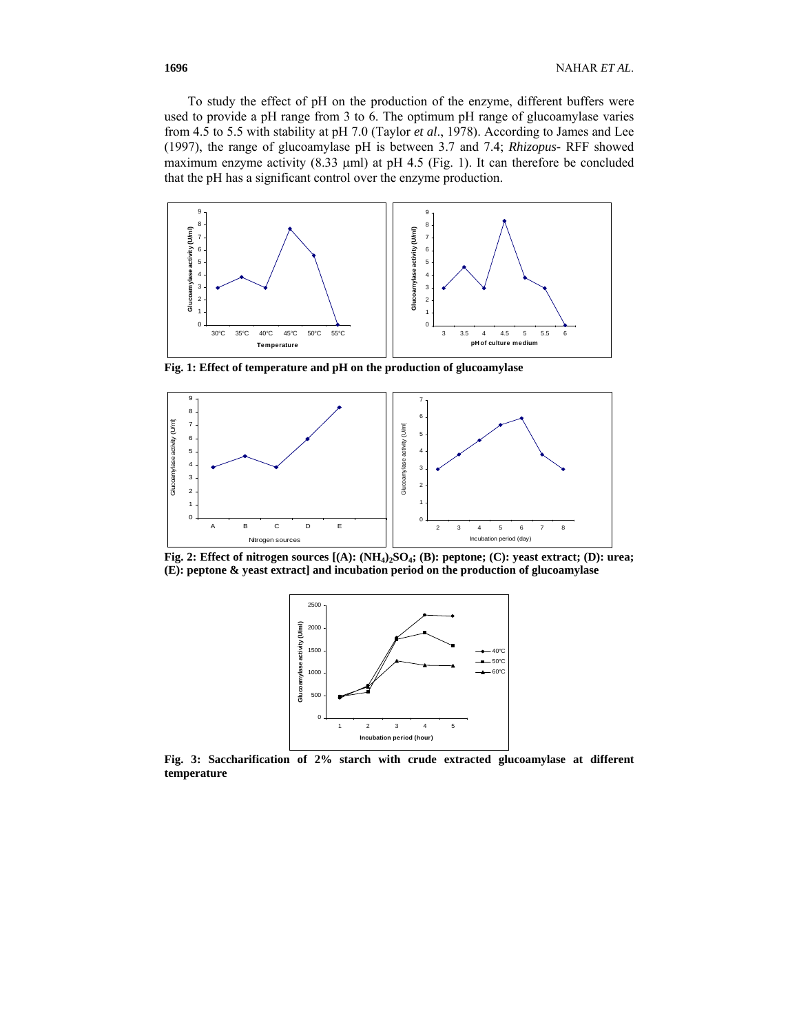To study the effect of pH on the production of the enzyme, different buffers were used to provide a pH range from 3 to 6. The optimum pH range of glucoamylase varies from 4.5 to 5.5 with stability at pH 7.0 (Taylor *et al*., 1978). According to James and Lee (1997), the range of glucoamylase pH is between 3.7 and 7.4; *Rhizopus*- RFF showed maximum enzyme activity (8.33 μml) at pH 4.5 (Fig. 1). It can therefore be concluded that the pH has a significant control over the enzyme production.

**Fig. 1: Effect of temperature and pH on the production of glucoamylase**

**Fig. 2: Effect of nitrogen sources [(A): $(NH_4)_2SO_4$; (B): peptone; (C): yeast extract; (D): urea; (E): peptone & yeast extract] and incubation period on the production of glucoamylase**

**Fig. 3: Saccharification of 2% starch with crude extracted glucoamylase at different temperature**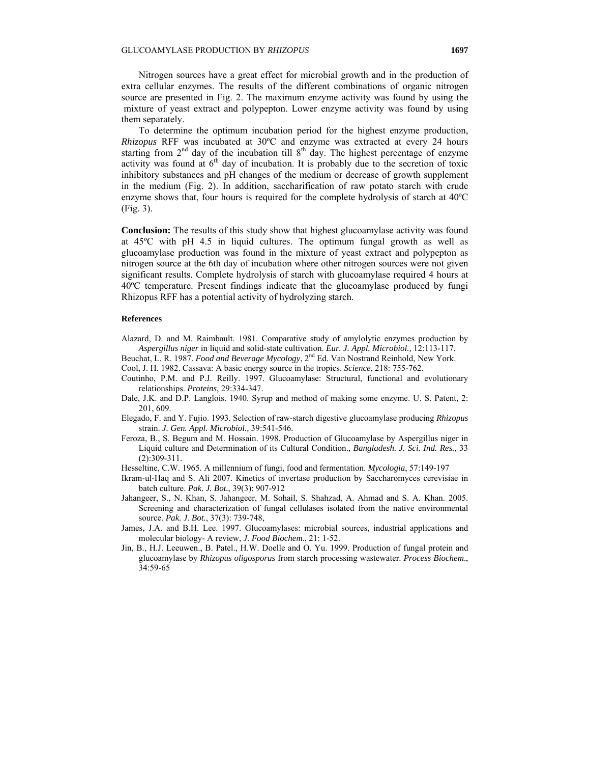Nitrogen sources have a great effect for microbial growth and in the production of extra cellular enzymes. The results of the different combinations of organic nitrogen source are presented in Fig. 2. The maximum enzyme activity was found by using the mixture of yeast extract and polypepton. Lower enzyme activity was found by using them separately.

To determine the optimum incubation period for the highest enzyme production, *Rhizopus* RFF was incubated at 30ºC and enzyme was extracted at every 24 hours starting from 2nd day of the incubation till 8th day. The highest percentage of enzyme activity was found at 6th day of incubation. It is probably due to the secretion of toxic inhibitory substances and pH changes of the medium or decrease of growth supplement in the medium (Fig. 2). In addition, saccharification of raw potato starch with crude enzyme shows that, four hours is required for the complete hydrolysis of starch at 40ºC (Fig. 3).

**Conclusion:** The results of this study show that highest glucoamylase activity was found at 45ºC with pH 4.5 in liquid cultures. The optimum fungal growth as well as glucoamylase production was found in the mixture of yeast extract and polypepton as nitrogen source at the 6th day of incubation where other nitrogen sources were not given significant results. Complete hydrolysis of starch with glucoamylase required 4 hours at 40ºC temperature. Present findings indicate that the glucoamylase produced by fungi Rhizopus RFF has a potential activity of hydrolyzing starch.

**References**

Alazard, D. and M. Raimbault. 1981. Comparative study of amylolytic enzymes production by *Aspergillus niger* in liquid and solid-state cultivation. *Eur. J. Appl. Microbiol.,* 12:113-117.

Beuchat, L. R. 1987. *Food and Beverage Mycology*, 2nd Ed. Van Nostrand Reinhold, New York.

Cool, J. H. 1982. Cassava: A basic energy source in the tropics. *Science*, 218: 755-762.

Coutinho, P.M. and P.J. Reilly. 1997. Glucoamylase: Structural, functional and evolutionary relationships. *Proteins*, 29:334-347.

Dale, J.K. and D.P. Langlois. 1940. Syrup and method of making some enzyme. U. S. Patent, 2: 201, 609.

Elegado, F. and Y. Fujio. 1993. Selection of raw-starch digestive glucoamylase producing *Rhizopus* strain. *J. Gen. Appl. Microbiol.,* 39:541-546.

Feroza, B., S. Begum and M. Hossain. 1998. Production of Glucoamylase by Aspergillus niger in Liquid culture and Determination of its Cultural Condition., *Bangladesh. J. Sci. Ind. Res.*, 33 (2):309-311.

Hesseltine, C.W. 1965. A millennium of fungi, food and fermentation. *Mycologia*, 57:149-197

Ikram-ul-Haq and S. Ali 2007. Kinetics of invertase production by Saccharomyces cerevisiae in batch culture. *Pak. J. Bot.*, 39(3): 907-912

Jahangeer, S., N. Khan, S. Jahangeer, M. Sohail, S. Shahzad, A. Ahmad and S. A. Khan. 2005. Screening and characterization of fungal cellulases isolated from the native environmental source. *Pak. J. Bot.*, 37(3): 739-748,

James, J.A. and B.H. Lee. 1997. Glucoamylases: microbial sources, industrial applications and molecular biology- A review, *J. Food Biochem*., 21: 1-52.

Jin, B., H.J. Leeuwen., B. Patel., H.W. Doelle and O. Yu. 1999. Production of fungal protein and glucoamylase by *Rhizopus oligosporus* from starch processing wastewater. *Process Biochem*., 34:59-65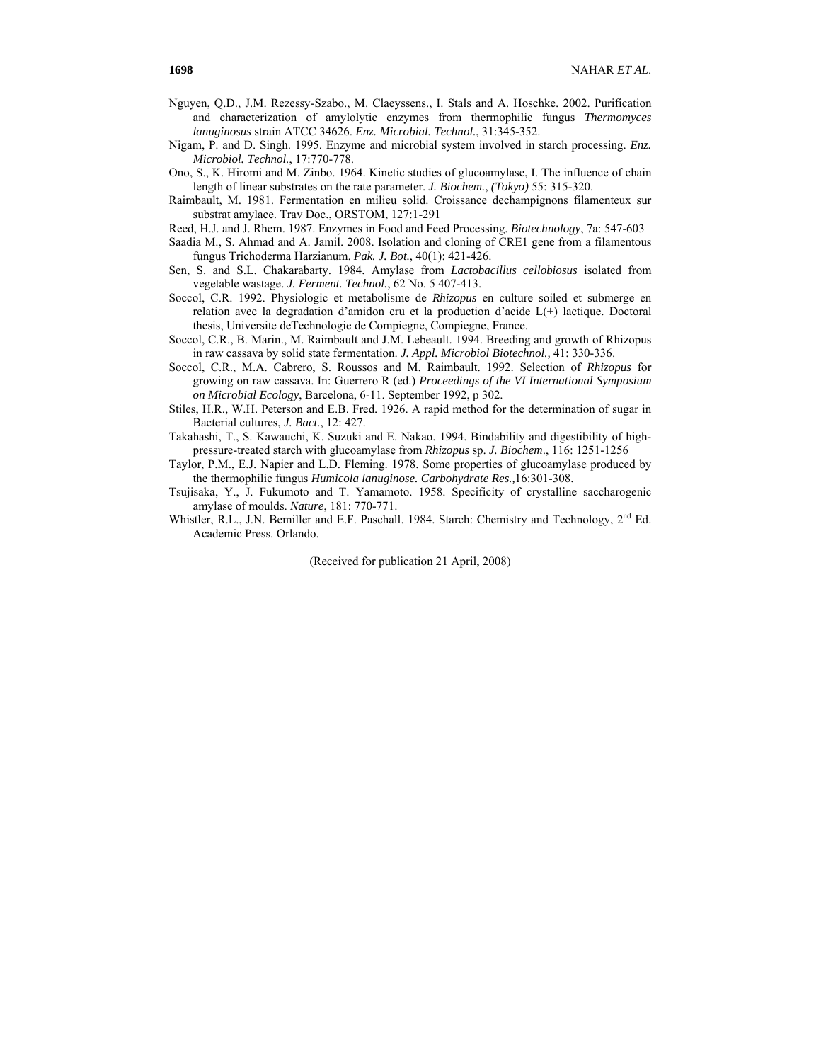Nguyen, Q.D., J.M. Rezessy-Szabo., M. Claeyssens., I. Stals and A. Hoschke. 2002. Purification and characterization of amylolytic enzymes from thermophilic fungus *Thermomyces lanuginosus* strain ATCC 34626. *Enz. Microbial. Technol.*, 31:345-352.

Nigam, P. and D. Singh. 1995. Enzyme and microbial system involved in starch processing. *Enz. Microbiol. Technol.*, 17:770-778.

Ono, S., K. Hiromi and M. Zinbo. 1964. Kinetic studies of glucoamylase, I. The influence of chain length of linear substrates on the rate parameter. *J. Biochem., (Tokyo)* 55: 315-320.

Raimbault, M. 1981. Fermentation en milieu solid. Croissance dechampignons filamenteux sur substrat amylace. Trav Doc., ORSTOM, 127:1-291

Reed, H.J. and J. Rhem. 1987. Enzymes in Food and Feed Processing. *Biotechnology*, 7a: 547-603

Saadia M., S. Ahmad and A. Jamil. 2008. Isolation and cloning of CRE1 gene from a filamentous fungus Trichoderma Harzianum. *Pak. J. Bot.*, 40(1): 421-426.

Sen, S. and S.L. Chakarabarty. 1984. Amylase from *Lactobacillus cellobiosus* isolated from vegetable wastage. *J. Ferment. Technol.*, 62 No. 5 407-413.

Soccol, C.R. 1992. Physiologic et metabolisme de *Rhizopus* en culture soiled et submerge en relation avec la degradation d'amidon cru et la production d'acide L(+) lactique. Doctoral thesis, Universite deTechnologie de Compiegne, Compiegne, France.

Soccol, C.R., B. Marin., M. Raimbault and J.M. Lebeault. 1994. Breeding and growth of Rhizopus in raw cassava by solid state fermentation. *J. Appl. Microbiol Biotechnol.,* 41: 330-336.

Soccol, C.R., M.A. Cabrero, S. Roussos and M. Raimbault. 1992. Selection of *Rhizopus* for growing on raw cassava. In: Guerrero R (ed.) *Proceedings of the VI International Symposium on Microbial Ecology*, Barcelona, 6-11. September 1992, p 302.

Stiles, H.R., W.H. Peterson and E.B. Fred. 1926. A rapid method for the determination of sugar in Bacterial cultures, *J. Bact.*, 12: 427.

Takahashi, T., S. Kawauchi, K. Suzuki and E. Nakao. 1994. Bindability and digestibility of high-pressure-treated starch with glucoamylase from *Rhizopus* sp. *J. Biochem*., 116: 1251-1256

Taylor, P.M., E.J. Napier and L.D. Fleming. 1978. Some properties of glucoamylase produced by the thermophilic fungus *Humicola lanuginose*. *Carbohydrate Res.,*16:301-308.

Tsujisaka, Y., J. Fukumoto and T. Yamamoto. 1958. Specificity of crystalline saccharogenic amylase of moulds. *Nature*, 181: 770-771.

Whistler, R.L., J.N. Bemiller and E.F. Paschall. 1984. Starch: Chemistry and Technology, 2nd Ed. Academic Press. Orlando.

(Received for publication 21 April, 2008)